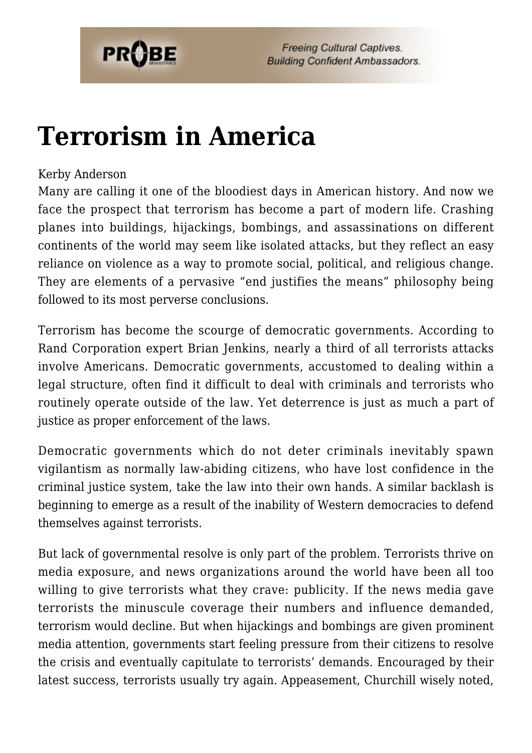# Terrorism in America

Kerby Anderson

Many are calling it one of the bloodiest days in American history. And now we face the prospect that terrorism has become a part of modern life. Crashing planes into buildings, hijackings, bombings, and assassinations on different continents of the world may seem like isolated attacks, but they reflect an easy reliance on violence as a way to promote social, political, and religious change. They are elements of a pervasive "end justifies the means" philosophy being followed to its most perverse conclusions.

Terrorism has become the scourge of democratic governments. According to Rand Corporation expert Brian Jenkins, nearly a third of all terrorists attacks involve Americans. Democratic governments, accustomed to dealing within a legal structure, often find it difficult to deal with criminals and terrorists who routinely operate outside of the law. Yet deterrence is just as much a part of justice as proper enforcement of the laws.

Democratic governments which do not deter criminals inevitably spawn vigilantism as normally law-abiding citizens, who have lost confidence in the criminal justice system, take the law into their own hands. A similar backlash is beginning to emerge as a result of the inability of Western democracies to defend themselves against terrorists.

But lack of governmental resolve is only part of the problem. Terrorists thrive on media exposure, and news organizations around the world have been all too willing to give terrorists what they crave: publicity. If the news media gave terrorists the minuscule coverage their numbers and influence demanded, terrorism would decline. But when hijackings and bombings are given prominent media attention, governments start feeling pressure from their citizens to resolve the crisis and eventually capitulate to terrorists' demands. Encouraged by their latest success, terrorists usually try again. Appeasement, Churchill wisely noted,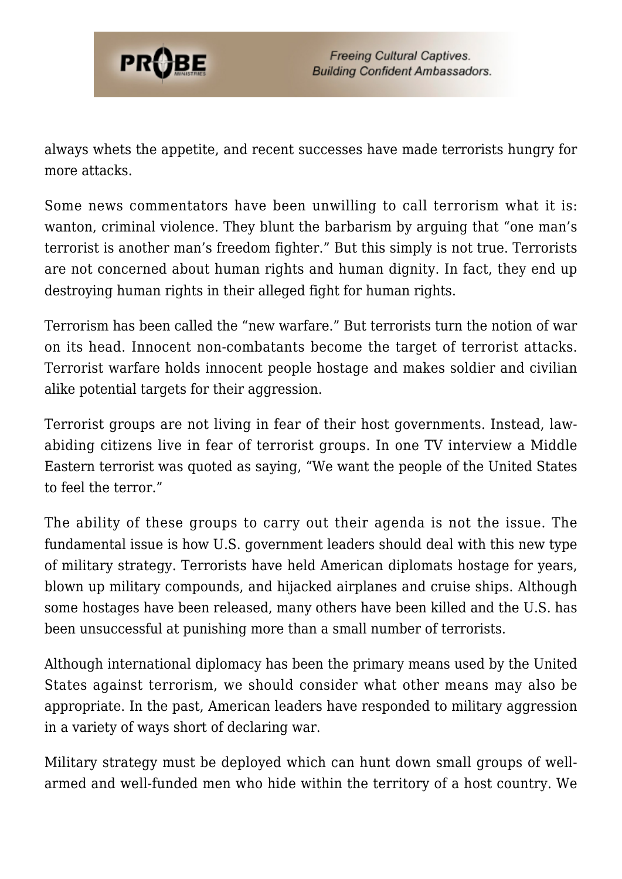always whets the appetite, and recent successes have made terrorists hungry for more attacks.

Some news commentators have been unwilling to call terrorism what it is: wanton, criminal violence. They blunt the barbarism by arguing that "one man's terrorist is another man's freedom fighter." But this simply is not true. Terrorists are not concerned about human rights and human dignity. In fact, they end up destroying human rights in their alleged fight for human rights.

Terrorism has been called the "new warfare." But terrorists turn the notion of war on its head. Innocent non-combatants become the target of terrorist attacks. Terrorist warfare holds innocent people hostage and makes soldier and civilian alike potential targets for their aggression.

Terrorist groups are not living in fear of their host governments. Instead, law-abiding citizens live in fear of terrorist groups. In one TV interview a Middle Eastern terrorist was quoted as saying, "We want the people of the United States to feel the terror."

The ability of these groups to carry out their agenda is not the issue. The fundamental issue is how U.S. government leaders should deal with this new type of military strategy. Terrorists have held American diplomats hostage for years, blown up military compounds, and hijacked airplanes and cruise ships. Although some hostages have been released, many others have been killed and the U.S. has been unsuccessful at punishing more than a small number of terrorists.

Although international diplomacy has been the primary means used by the United States against terrorism, we should consider what other means may also be appropriate. In the past, American leaders have responded to military aggression in a variety of ways short of declaring war.

Military strategy must be deployed which can hunt down small groups of well-armed and well-funded men who hide within the territory of a host country. We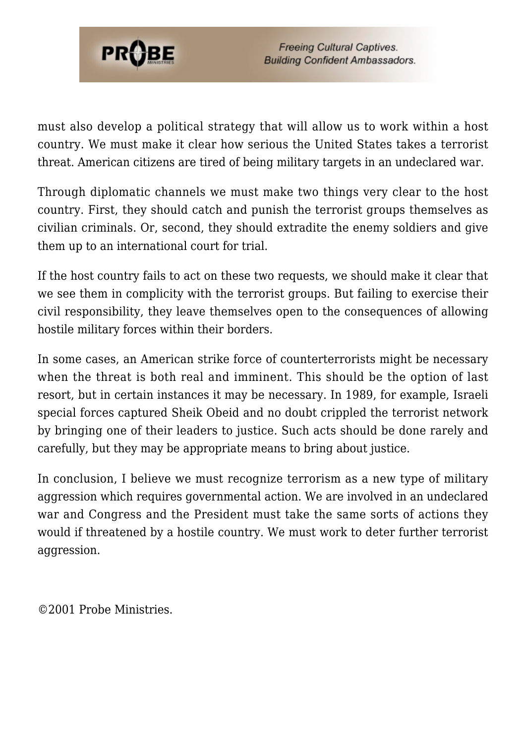must also develop a political strategy that will allow us to work within a host country. We must make it clear how serious the United States takes a terrorist threat. American citizens are tired of being military targets in an undeclared war.

Through diplomatic channels we must make two things very clear to the host country. First, they should catch and punish the terrorist groups themselves as civilian criminals. Or, second, they should extradite the enemy soldiers and give them up to an international court for trial.

If the host country fails to act on these two requests, we should make it clear that we see them in complicity with the terrorist groups. But failing to exercise their civil responsibility, they leave themselves open to the consequences of allowing hostile military forces within their borders.

In some cases, an American strike force of counterterrorists might be necessary when the threat is both real and imminent. This should be the option of last resort, but in certain instances it may be necessary. In 1989, for example, Israeli special forces captured Sheik Obeid and no doubt crippled the terrorist network by bringing one of their leaders to justice. Such acts should be done rarely and carefully, but they may be appropriate means to bring about justice.

In conclusion, I believe we must recognize terrorism as a new type of military aggression which requires governmental action. We are involved in an undeclared war and Congress and the President must take the same sorts of actions they would if threatened by a hostile country. We must work to deter further terrorist aggression.

©2001 Probe Ministries.